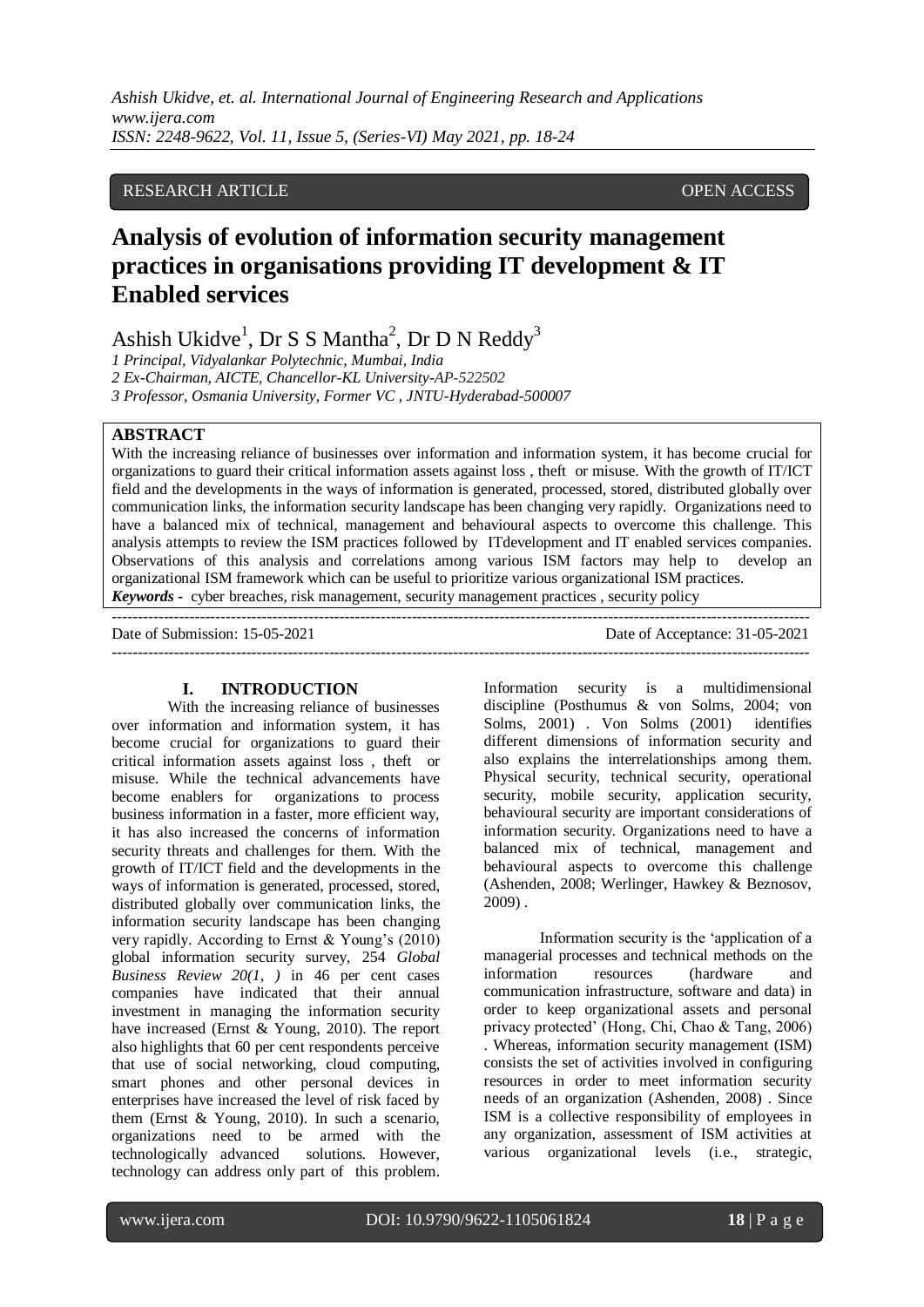RESEARCH ARTICLE OPEN ACCESS

# Analysis of evolution of information security management practices in organisations providing IT development & IT Enabled services

Ashish Ukidve[1], Dr S S Mantha[2], Dr D N Reddy[3]

*1 Principal, Vidyalankar Polytechnic, Mumbai, India*
*2 Ex-Chairman, AICTE, Chancellor-KL University-AP-522502*
*3 Professor, Osmania University, Former VC , JNTU-Hyderabad-500007*

## ABSTRACT

With the increasing reliance of businesses over information and information system, it has become crucial for organizations to guard their critical information assets against loss , theft or misuse. With the growth of IT/ICT field and the developments in the ways of information is generated, processed, stored, distributed globally over communication links, the information security landscape has been changing very rapidly. Organizations need to have a balanced mix of technical, management and behavioural aspects to overcome this challenge. This analysis attempts to review the ISM practices followed by ITdevelopment and IT enabled services companies. Observations of this analysis and correlations among various ISM factors may help to develop an organizational ISM framework which can be useful to prioritize various organizational ISM practices.

***Keywords -*** cyber breaches, risk management, security management practices , security policy

Date of Submission: 15-05-2021 Date of Acceptance: 31-05-2021

## I. INTRODUCTION

With the increasing reliance of businesses over information and information system, it has become crucial for organizations to guard their critical information assets against loss , theft or misuse. While the technical advancements have become enablers for organizations to process business information in a faster, more efficient way, it has also increased the concerns of information security threats and challenges for them. With the growth of IT/ICT field and the developments in the ways of information is generated, processed, stored, distributed globally over communication links, the information security landscape has been changing very rapidly. According to Ernst & Young's (2010) global information security survey, 254 *Global Business Review 20(1, )* in 46 per cent cases companies have indicated that their annual investment in managing the information security have increased (Ernst & Young, 2010). The report also highlights that 60 per cent respondents perceive that use of social networking, cloud computing, smart phones and other personal devices in enterprises have increased the level of risk faced by them (Ernst & Young, 2010). In such a scenario, organizations need to be armed with the technologically advanced solutions. However, technology can address only part of this problem. Information security is a multidimensional discipline (Posthumus & von Solms, 2004; von Solms, 2001) . Von Solms (2001) identifies different dimensions of information security and also explains the interrelationships among them. Physical security, technical security, operational security, mobile security, application security, behavioural security are important considerations of information security. Organizations need to have a balanced mix of technical, management and behavioural aspects to overcome this challenge (Ashenden, 2008; Werlinger, Hawkey & Beznosov, 2009) .

Information security is the 'application of a managerial processes and technical methods on the information resources (hardware and communication infrastructure, software and data) in order to keep organizational assets and personal privacy protected' (Hong, Chi, Chao & Tang, 2006) . Whereas, information security management (ISM) consists the set of activities involved in configuring resources in order to meet information security needs of an organization (Ashenden, 2008) . Since ISM is a collective responsibility of employees in any organization, assessment of ISM activities at various organizational levels (i.e., strategic,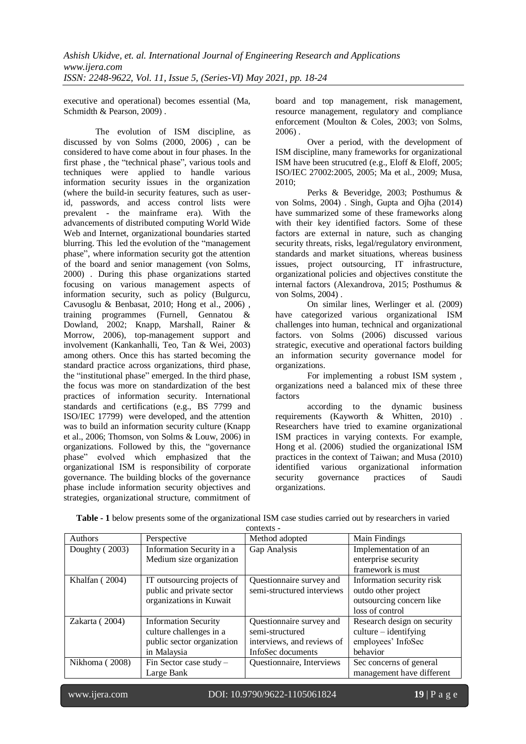executive and operational) becomes essential (Ma, Schmidth & Pearson, 2009) .

The evolution of ISM discipline, as discussed by von Solms (2000, 2006) , can be considered to have come about in four phases. In the first phase , the "technical phase", various tools and techniques were applied to handle various information security issues in the organization (where the build-in security features, such as user-id, passwords, and access control lists were prevalent - the mainframe era). With the advancements of distributed computing World Wide Web and Internet, organizational boundaries started blurring. This led the evolution of the "management phase", where information security got the attention of the board and senior management (von Solms, 2000) . During this phase organizations started focusing on various management aspects of information security, such as policy (Bulgurcu, Cavusoglu & Benbasat, 2010; Hong et al., 2006) , training programmes (Furnell, Gennatou & Dowland, 2002; Knapp, Marshall, Rainer & Morrow, 2006), top-management support and involvement (Kankanhalli, Teo, Tan & Wei, 2003) among others. Once this has started becoming the standard practice across organizations, third phase, the "institutional phase" emerged. In the third phase, the focus was more on standardization of the best practices of information security. International standards and certifications (e.g., BS 7799 and ISO/IEC 17799) were developed, and the attention was to build an information security culture (Knapp et al., 2006; Thomson, von Solms & Louw, 2006) in organizations. Followed by this, the "governance phase" evolved which emphasized that the organizational ISM is responsibility of corporate governance. The building blocks of the governance phase include information security objectives and strategies, organizational structure, commitment of board and top management, risk management, resource management, regulatory and compliance enforcement (Moulton & Coles, 2003; von Solms, 2006) .

Over a period, with the development of ISM discipline, many frameworks for organizational ISM have been strucutred (e.g., Eloff & Eloff, 2005; ISO/IEC 27002:2005, 2005; Ma et al., 2009; Musa, 2010;

Perks & Beveridge, 2003; Posthumus & von Solms, 2004) . Singh, Gupta and Ojha (2014) have summarized some of these frameworks along with their key identified factors. Some of these factors are external in nature, such as changing security threats, risks, legal/regulatory environment, standards and market situations, whereas business issues, project outsourcing, IT infrastructure, organizational policies and objectives constitute the internal factors (Alexandrova, 2015; Posthumus & von Solms, 2004) .

On similar lines, Werlinger et al. (2009) have categorized various organizational ISM challenges into human, technical and organizational factors. von Solms (2006) discussed various strategic, executive and operational factors building an information security governance model for organizations.

For implementing a robust ISM system , organizations need a balanced mix of these three factors

according to the dynamic business requirements (Kayworth & Whitten, 2010) . Researchers have tried to examine organizational ISM practices in varying contexts. For example, Hong et al. (2006) studied the organizational ISM practices in the context of Taiwan; and Musa (2010) identified various organizational information security governance practices of Saudi organizations.

**Table - 1** below presents some of the organizational ISM case studies carried out by researchers in varied contexts -

| Authors | Perspective | Method adopted | Main Findings |
|---|---|---|---|
| Doughty ( 2003) | Information Security in a Medium size organization | Gap Analysis | Implementation of an enterprise security framework is must |
| Khalfan ( 2004) | IT outsourcing projects of public and private sector organizations in Kuwait | Questionnaire survey and semi-structured interviews | Information security risk outdo other project outsourcing concern like loss of control |
| Zakarta ( 2004) | Information Security culture challenges in a public sector organization in Malaysia | Questionnaire survey and semi-structured interviews, and reviews of InfoSec documents | Research design on security culture – identifying employees' InfoSec behavior |
| Nikhoma ( 2008) | Fin Sector case study – Large Bank | Questionnaire, Interviews | Sec concerns of general management have different |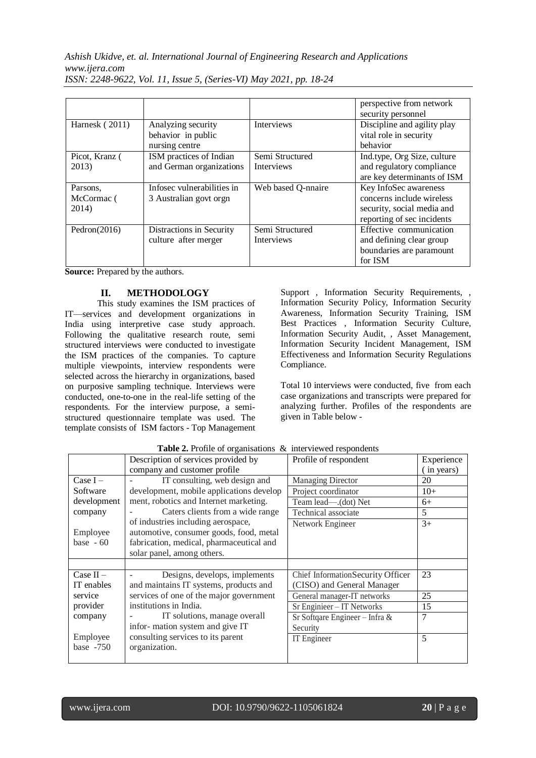| | | | perspective from network security personnel |
|---|---|---|---|
| Harnesk ( 2011) | Analyzing security behavior in public nursing centre | Interviews | Discipline and agility play vital role in security behavior |
| Picot, Kranz ( 2013) | ISM practices of Indian and German organizations | Semi Structured Interviews | Ind.type, Org Size, culture and regulatory compliance are key determinants of ISM |
| Parsons, McCormac ( 2014) | Infosec vulnerabilities in 3 Australian govt orgn | Web based Q-nnaire | Key InfoSec awareness concerns include wireless security, social media and reporting of sec incidents |
| Pedron(2016) | Distractions in Security culture after merger | Semi Structured Interviews | Effective communication and defining clear group boundaries are paramount for ISM |

**Source:** Prepared by the authors.

## II. METHODOLOGY

This study examines the ISM practices of IT—services and development organizations in India using interpretive case study approach. Following the qualitative research route, semi structured interviews were conducted to investigate the ISM practices of the companies. To capture multiple viewpoints, interview respondents were selected across the hierarchy in organizations, based on purposive sampling technique. Interviews were conducted, one-to-one in the real-life setting of the respondents. For the interview purpose, a semi-structured questionnaire template was used. The template consists of ISM factors - Top Management Support , Information Security Requirements, , Information Security Policy, Information Security Awareness, Information Security Training, ISM Best Practices , Information Security Culture, Information Security Audit, , Asset Management, Information Security Incident Management, ISM Effectiveness and Information Security Regulations Compliance.

Total 10 interviews were conducted, five from each case organizations and transcripts were prepared for analyzing further. Profiles of the respondents are given in Table below -

**Table 2.** Profile of organisations & interviewed respondents

| | Description of services provided by company and customer profile | Profile of respondent | Experience ( in years) |
|---|---|---|---|
| Case I – Software development company<br><br>Employee base - 60 | - IT consulting, web design and development, mobile applications development, robotics and Internet marketing.<br>- Caters clients from a wide range of industries including aerospace, automotive, consumer goods, food, metal fabrication, medical, pharmaceutical and solar panel, among others. | Managing Director | 20 |
| | | Project coordinator | 10+ |
| | | Team lead—.(dot) Net | 6+ |
| | | Technical associate | 5 |
| | | Network Engineer | 3+ |
| Case II – IT enables service provider company<br><br>Employee base -750 | - Designs, develops, implements and maintains IT systems, products and services of one of the major government institutions in India.<br>- IT solutions, manage overall infor- mation system and give IT consulting services to its parent organization. | Chief InformationSecurity Officer (CISO) and General Manager | 23 |
| | | General manager-IT networks | 25 |
| | | Sr Enginieer – IT Networks | 15 |
| | | Sr Softqare Engineer – Infra & Security | 7 |
| | | IT Engineer | 5 |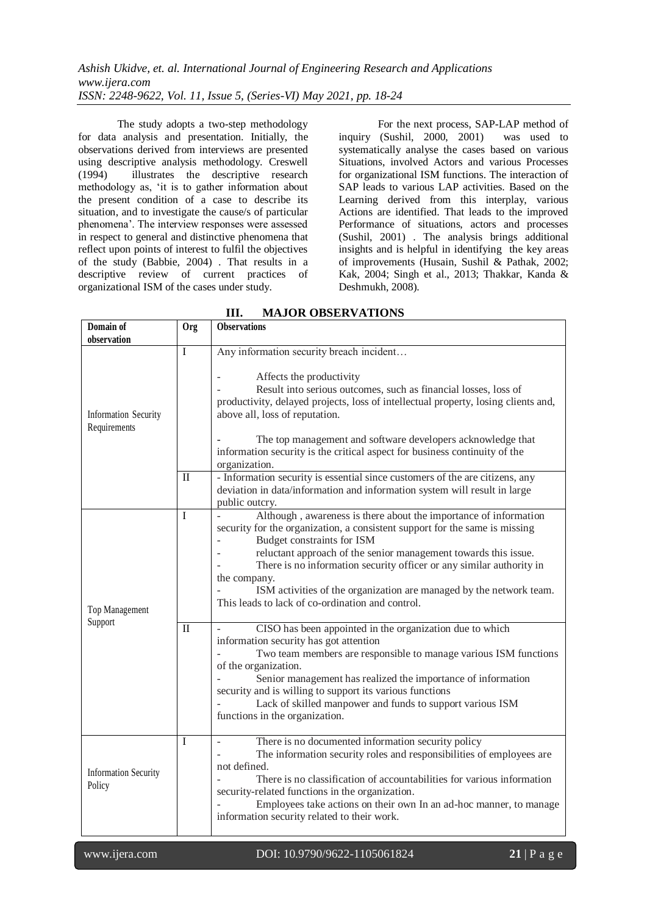The study adopts a two-step methodology for data analysis and presentation. Initially, the observations derived from interviews are presented using descriptive analysis methodology. Creswell (1994) illustrates the descriptive research methodology as, 'it is to gather information about the present condition of a case to describe its situation, and to investigate the cause/s of particular phenomena'. The interview responses were assessed in respect to general and distinctive phenomena that reflect upon points of interest to fulfil the objectives of the study (Babbie, 2004) . That results in a descriptive review of current practices of organizational ISM of the cases under study.

For the next process, SAP-LAP method of inquiry (Sushil, 2000, 2001) was used to systematically analyse the cases based on various Situations, involved Actors and various Processes for organizational ISM functions. The interaction of SAP leads to various LAP activities. Based on the Learning derived from this interplay, various Actions are identified. That leads to the improved Performance of situations, actors and processes (Sushil, 2001) . The analysis brings additional insights and is helpful in identifying the key areas of improvements (Husain, Sushil & Pathak, 2002; Kak, 2004; Singh et al., 2013; Thakkar, Kanda & Deshmukh, 2008).

## III. MAJOR OBSERVATIONS

| Domain of observation | Org | Observations |
|---|---|---|
| Information Security Requirements | I | Any information security breach incident… <br> - Affects the productivity <br> - Result into serious outcomes, such as financial losses, loss of productivity, delayed projects, loss of intellectual property, losing clients and, above all, loss of reputation. <br> - The top management and software developers acknowledge that information security is the critical aspect for business continuity of the organization. |
| | II | - Information security is essential since customers of the are citizens, any deviation in data/information and information system will result in large public outcry. |
| Top Management Support | I | - Although , awareness is there about the importance of information security for the organization, a consistent support for the same is missing <br> - Budget constraints for ISM <br> - reluctant approach of the senior management towards this issue. <br> - There is no information security officer or any similar authority in the company. <br> - ISM activities of the organization are managed by the network team. This leads to lack of co-ordination and control. |
| | II | - CISO has been appointed in the organization due to which information security has got attention <br> - Two team members are responsible to manage various ISM functions of the organization. <br> - Senior management has realized the importance of information security and is willing to support its various functions <br> - Lack of skilled manpower and funds to support various ISM functions in the organization. |
| Information Security Policy | I | - There is no documented information security policy <br> - The information security roles and responsibilities of employees are not defined. <br> - There is no classification of accountabilities for various information security-related functions in the organization. <br> - Employees take actions on their own In an ad-hoc manner, to manage information security related to their work. |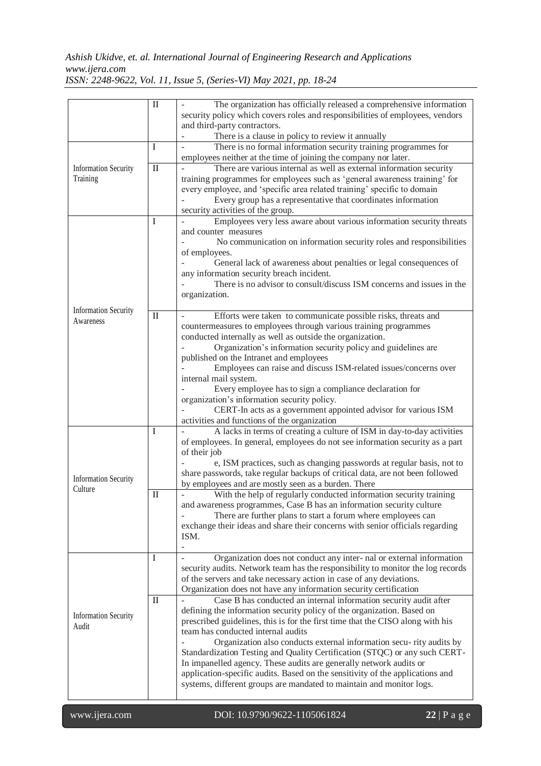| | | |
|---|---|---|
| | II | - The organization has officially released a comprehensive information security policy which covers roles and responsibilities of employees, vendors and third-party contractors.<br>- There is a clause in policy to review it annually |
| Information Security Training | I | - There is no formal information security training programmes for employees neither at the time of joining the company nor later. |
| | II | - There are various internal as well as external information security training programmes for employees such as 'general awareness training' for every employee, and 'specific area related training' specific to domain<br>- Every group has a representative that coordinates information security activities of the group. |
| Information Security Awareness | I | - Employees very less aware about various information security threats and counter measures<br>- No communication on information security roles and responsibilities of employees.<br>- General lack of awareness about penalties or legal consequences of any information security breach incident.<br>- There is no advisor to consult/discuss ISM concerns and issues in the organization. |
| | II | - Efforts were taken to communicate possible risks, threats and countermeasures to employees through various training programmes conducted internally as well as outside the organization.<br>- Organization's information security policy and guidelines are published on the Intranet and employees<br>- Employees can raise and discuss ISM-related issues/concerns over internal mail system.<br>- Every employee has to sign a compliance declaration for organization's information security policy.<br>- CERT-In acts as a government appointed advisor for various ISM activities and functions of the organization |
| Information Security Culture | I | - A lacks in terms of creating a culture of ISM in day-to-day activities of employees. In general, employees do not see information security as a part of their job<br>- e, ISM practices, such as changing passwords at regular basis, not to share passwords, take regular backups of critical data, are not been followed by employees and are mostly seen as a burden. There |
| | II | - With the help of regularly conducted information security training and awareness programmes, Case B has an information security culture<br>- There are further plans to start a forum where employees can exchange their ideas and share their concerns with senior officials regarding ISM.<br>- |
| Information Security Audit | I | - Organization does not conduct any inter- nal or external information security audits. Network team has the responsibility to monitor the log records of the servers and take necessary action in case of any deviations. Organization does not have any information security certification |
| | II | - Case B has conducted an internal information security audit after defining the information security policy of the organization. Based on prescribed guidelines, this is for the first time that the CISO along with his team has conducted internal audits<br>- Organization also conducts external information secu- rity audits by Standardization Testing and Quality Certification (STQC) or any such CERT-In impanelled agency. These audits are generally network audits or application-specific audits. Based on the sensitivity of the applications and systems, different groups are mandated to maintain and monitor logs. |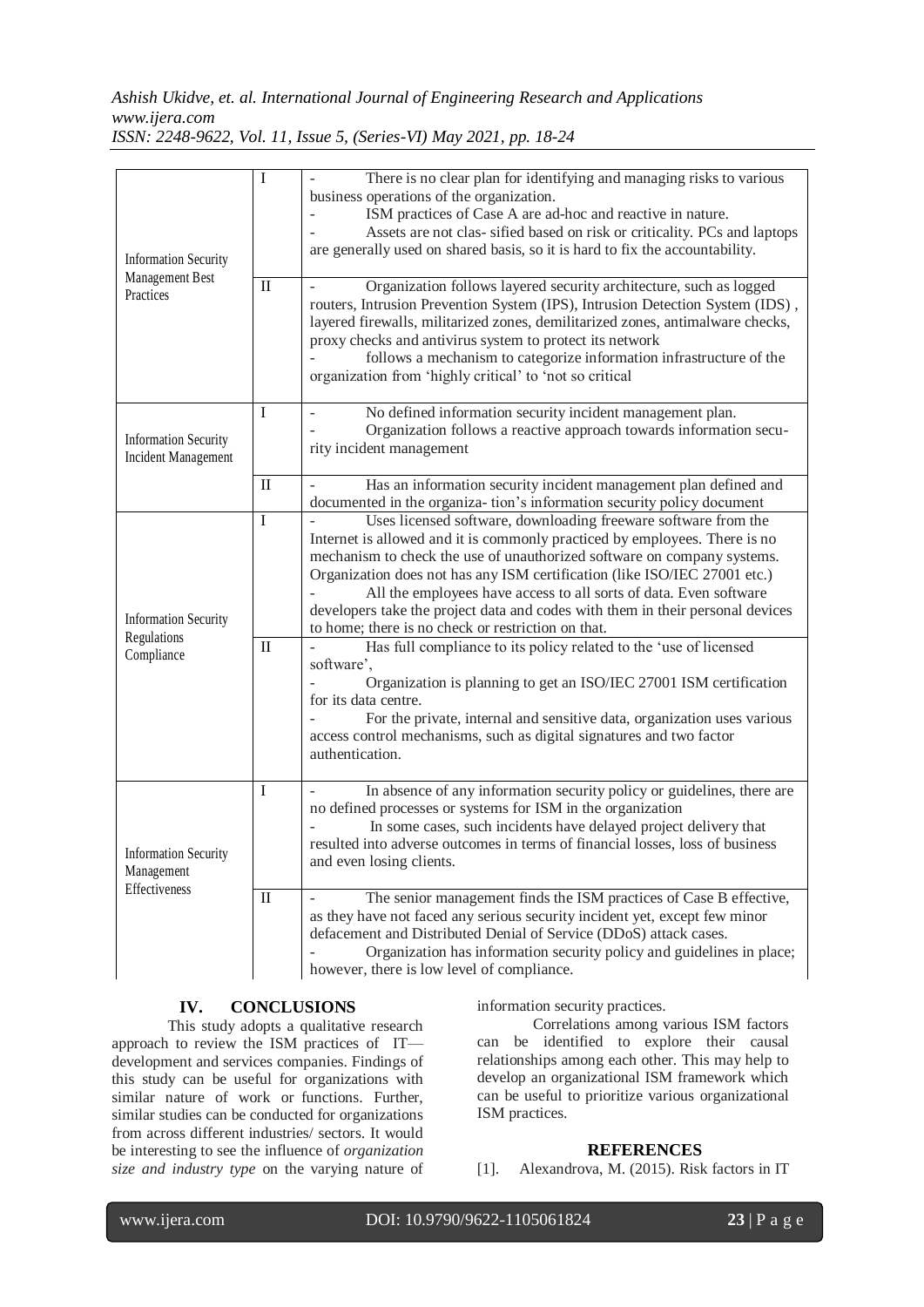| | | |
|---|---|---|
| Information Security Management Best Practices | I | - There is no clear plan for identifying and managing risks to various business operations of the organization.<br>- ISM practices of Case A are ad-hoc and reactive in nature.<br>- Assets are not clas- sified based on risk or criticality. PCs and laptops are generally used on shared basis, so it is hard to fix the accountability. |
| | II | - Organization follows layered security architecture, such as logged routers, Intrusion Prevention System (IPS), Intrusion Detection System (IDS) , layered firewalls, militarized zones, demilitarized zones, antimalware checks, proxy checks and antivirus system to protect its network<br>- follows a mechanism to categorize information infrastructure of the organization from 'highly critical' to 'not so critical |
| Information Security Incident Management | I | - No defined information security incident management plan.<br>- Organization follows a reactive approach towards information secu- rity incident management |
| | II | - Has an information security incident management plan defined and documented in the organiza- tion's information security policy document |
| Information Security Regulations Compliance | I | - Uses licensed software, downloading freeware software from the Internet is allowed and it is commonly practiced by employees. There is no mechanism to check the use of unauthorized software on company systems. Organization does not has any ISM certification (like ISO/IEC 27001 etc.)<br>- All the employees have access to all sorts of data. Even software developers take the project data and codes with them in their personal devices to home; there is no check or restriction on that. |
| | II | - Has full compliance to its policy related to the 'use of licensed software',<br>- Organization is planning to get an ISO/IEC 27001 ISM certification for its data centre.<br>- For the private, internal and sensitive data, organization uses various access control mechanisms, such as digital signatures and two factor authentication. |
| Information Security Management Effectiveness | I | - In absence of any information security policy or guidelines, there are no defined processes or systems for ISM in the organization<br>- In some cases, such incidents have delayed project delivery that resulted into adverse outcomes in terms of financial losses, loss of business and even losing clients. |
| | II | - The senior management finds the ISM practices of Case B effective, as they have not faced any serious security incident yet, except few minor defacement and Distributed Denial of Service (DDoS) attack cases.<br>- Organization has information security policy and guidelines in place; however, there is low level of compliance. |

## IV. CONCLUSIONS

This study adopts a qualitative research approach to review the ISM practices of IT—development and services companies. Findings of this study can be useful for organizations with similar nature of work or functions. Further, similar studies can be conducted for organizations from across different industries/ sectors. It would be interesting to see the influence of *organization size and industry type* on the varying nature of information security practices.

Correlations among various ISM factors can be identified to explore their causal relationships among each other. This may help to develop an organizational ISM framework which can be useful to prioritize various organizational ISM practices.

## REFERENCES

[1]. Alexandrova, M. (2015). Risk factors in IT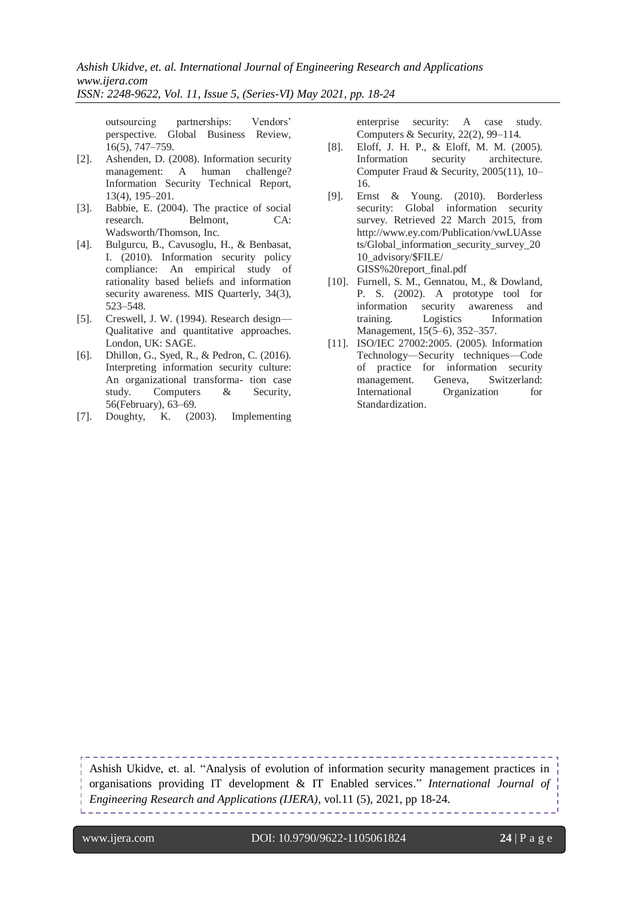outsourcing partnerships: Vendors' perspective. Global Business Review, 16(5), 747–759.

[2]. Ashenden, D. (2008). Information security management: A human challenge? Information Security Technical Report, 13(4), 195–201.

[3]. Babbie, E. (2004). The practice of social research. Belmont, CA: Wadsworth/Thomson, Inc.

[4]. Bulgurcu, B., Cavusoglu, H., & Benbasat, I. (2010). Information security policy compliance: An empirical study of rationality based beliefs and information security awareness. MIS Quarterly, 34(3), 523–548.

[5]. Creswell, J. W. (1994). Research design—Qualitative and quantitative approaches. London, UK: SAGE.

[6]. Dhillon, G., Syed, R., & Pedron, C. (2016). Interpreting information security culture: An organizational transforma- tion case study. Computers & Security, 56(February), 63–69.

[7]. Doughty, K. (2003). Implementing enterprise security: A case study. Computers & Security, 22(2), 99–114.

[8]. Eloff, J. H. P., & Eloff, M. M. (2005). Information security architecture. Computer Fraud & Security, 2005(11), 10–16.

[9]. Ernst & Young. (2010). Borderless security: Global information security survey. Retrieved 22 March 2015, from http://www.ey.com/Publication/vwLUAssets/Global_information_security_survey_2010_advisory/$FILE/GISS%20report_final.pdf

[10]. Furnell, S. M., Gennatou, M., & Dowland, P. S. (2002). A prototype tool for information security awareness and training. Logistics Information Management, 15(5–6), 352–357.

[11]. ISO/IEC 27002:2005. (2005). Information Technology—Security techniques—Code of practice for information security management. Geneva, Switzerland: International Organization for Standardization.

Ashish Ukidve, et. al. "Analysis of evolution of information security management practices in organisations providing IT development & IT Enabled services." *International Journal of Engineering Research and Applications (IJERA)*, vol.11 (5), 2021, pp 18-24.